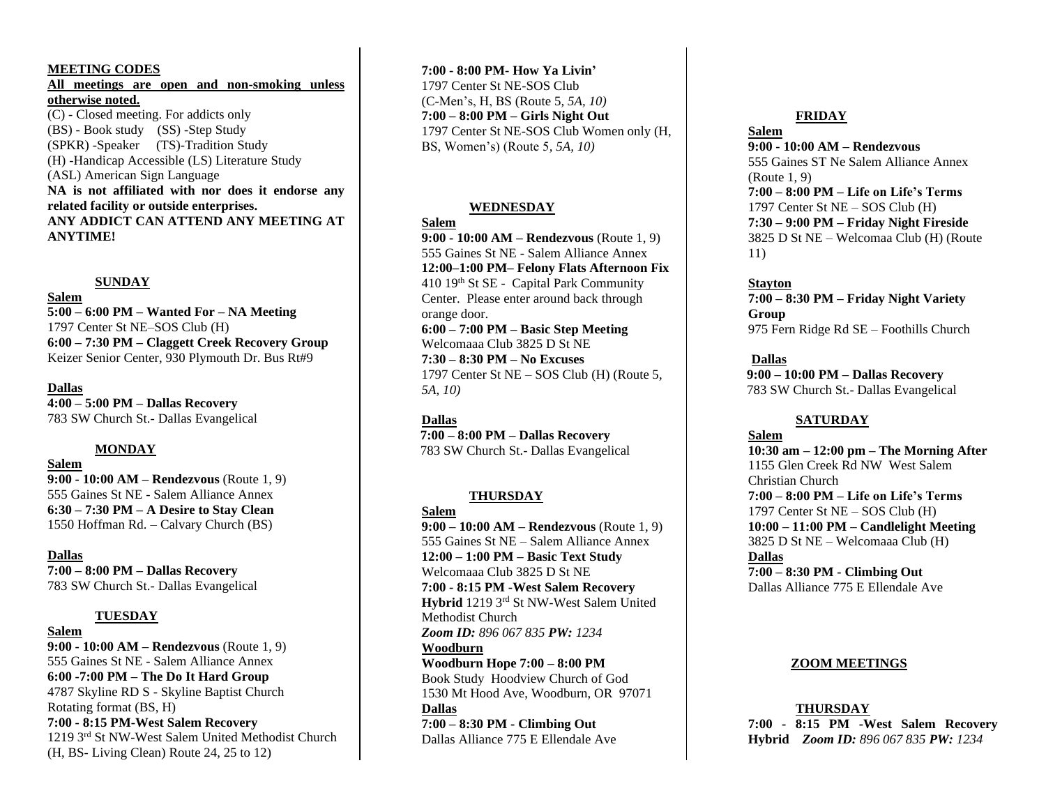## MEETING CODES

**All meetings are open and non-smoking unless otherwise noted.**

(C) - Closed meeting. For addicts only
(BS) - Book study (SS) -Step Study
(SPKR) -Speaker (TS)-Tradition Study
(H) -Handicap Accessible (LS) Literature Study
(ASL) American Sign Language

**NA is not affiliated with nor does it endorse any related facility or outside enterprises.**

**ANY ADDICT CAN ATTEND ANY MEETING AT ANYTIME!**

## SUNDAY

### Salem

**5:00 – 6:00 PM – Wanted For – NA Meeting**
1797 Center St NE–SOS Club (H)

**6:00 – 7:30 PM – Claggett Creek Recovery Group**
Keizer Senior Center, 930 Plymouth Dr. Bus Rt#9

### Dallas

**4:00 – 5:00 PM – Dallas Recovery**
783 SW Church St.- Dallas Evangelical

## MONDAY

### Salem

**9:00 - 10:00 AM – Rendezvous** (Route 1, 9)
555 Gaines St NE - Salem Alliance Annex

**6:30 – 7:30 PM – A Desire to Stay Clean**
1550 Hoffman Rd. – Calvary Church (BS)

### Dallas

**7:00 – 8:00 PM – Dallas Recovery**
783 SW Church St.- Dallas Evangelical

## TUESDAY

### Salem

**9:00 - 10:00 AM – Rendezvous** (Route 1, 9)
555 Gaines St NE - Salem Alliance Annex

**6:00 -7:00 PM – The Do It Hard Group**
4787 Skyline RD S - Skyline Baptist Church
Rotating format (BS, H)

**7:00 - 8:15 PM-West Salem Recovery**
1219 3rd St NW-West Salem United Methodist Church
(H, BS- Living Clean) Route 24, 25 to 12)

**7:00 - 8:00 PM- How Ya Livin'**
1797 Center St NE-SOS Club
(C-Men's, H, BS (Route 5*, 5A, 10)*

**7:00 – 8:00 PM – Girls Night Out**
1797 Center St NE-SOS Club Women only (H, BS, Women's) (Route 5*, 5A, 10)*

## WEDNESDAY

### Salem

**9:00 - 10:00 AM – Rendezvous** (Route 1, 9)
555 Gaines St NE - Salem Alliance Annex

**12:00–1:00 PM– Felony Flats Afternoon Fix**
410 19th St SE - Capital Park Community Center. Please enter around back through orange door.

**6:00 – 7:00 PM – Basic Step Meeting**
Welcomaaa Club 3825 D St NE

**7:30 – 8:30 PM – No Excuses**
1797 Center St NE – SOS Club (H) (Route 5*, 5A, 10)*

### Dallas

**7:00 – 8:00 PM – Dallas Recovery**
783 SW Church St.- Dallas Evangelical

## THURSDAY

### Salem

**9:00 – 10:00 AM – Rendezvous** (Route 1, 9)
555 Gaines St NE – Salem Alliance Annex

**12:00 – 1:00 PM – Basic Text Study**
Welcomaaa Club 3825 D St NE

**7:00 - 8:15 PM -West Salem Recovery Hybrid** 1219 3rd St NW-West Salem United Methodist Church
***Zoom ID:*** *896 067 835* ***PW:*** *1234*

### Woodburn

**Woodburn Hope 7:00 – 8:00 PM**
Book Study Hoodview Church of God
1530 Mt Hood Ave, Woodburn, OR 97071

### Dallas

**7:00 – 8:30 PM - Climbing Out**
Dallas Alliance 775 E Ellendale Ave

## FRIDAY

### Salem

**9:00 - 10:00 AM – Rendezvous**
555 Gaines ST Ne Salem Alliance Annex
(Route 1, 9)

**7:00 – 8:00 PM – Life on Life's Terms**
1797 Center St NE – SOS Club (H)

**7:30 – 9:00 PM – Friday Night Fireside**
3825 D St NE – Welcomaa Club (H) (Route 11)

### Stayton

**7:00 – 8:30 PM – Friday Night Variety Group**
975 Fern Ridge Rd SE – Foothills Church

### Dallas

**9:00 – 10:00 PM – Dallas Recovery**
783 SW Church St.- Dallas Evangelical

## SATURDAY

### Salem

**10:30 am – 12:00 pm – The Morning After**
1155 Glen Creek Rd NW West Salem Christian Church

**7:00 – 8:00 PM – Life on Life's Terms**
1797 Center St NE – SOS Club (H)

**10:00 – 11:00 PM – Candlelight Meeting**
3825 D St NE – Welcomaaa Club (H)

### Dallas

**7:00 – 8:30 PM - Climbing Out**
Dallas Alliance 775 E Ellendale Ave

## ZOOM MEETINGS

### THURSDAY

**7:00 - 8:15 PM -West Salem Recovery Hybrid** ***Zoom ID:*** *896 067 835* ***PW:*** *1234*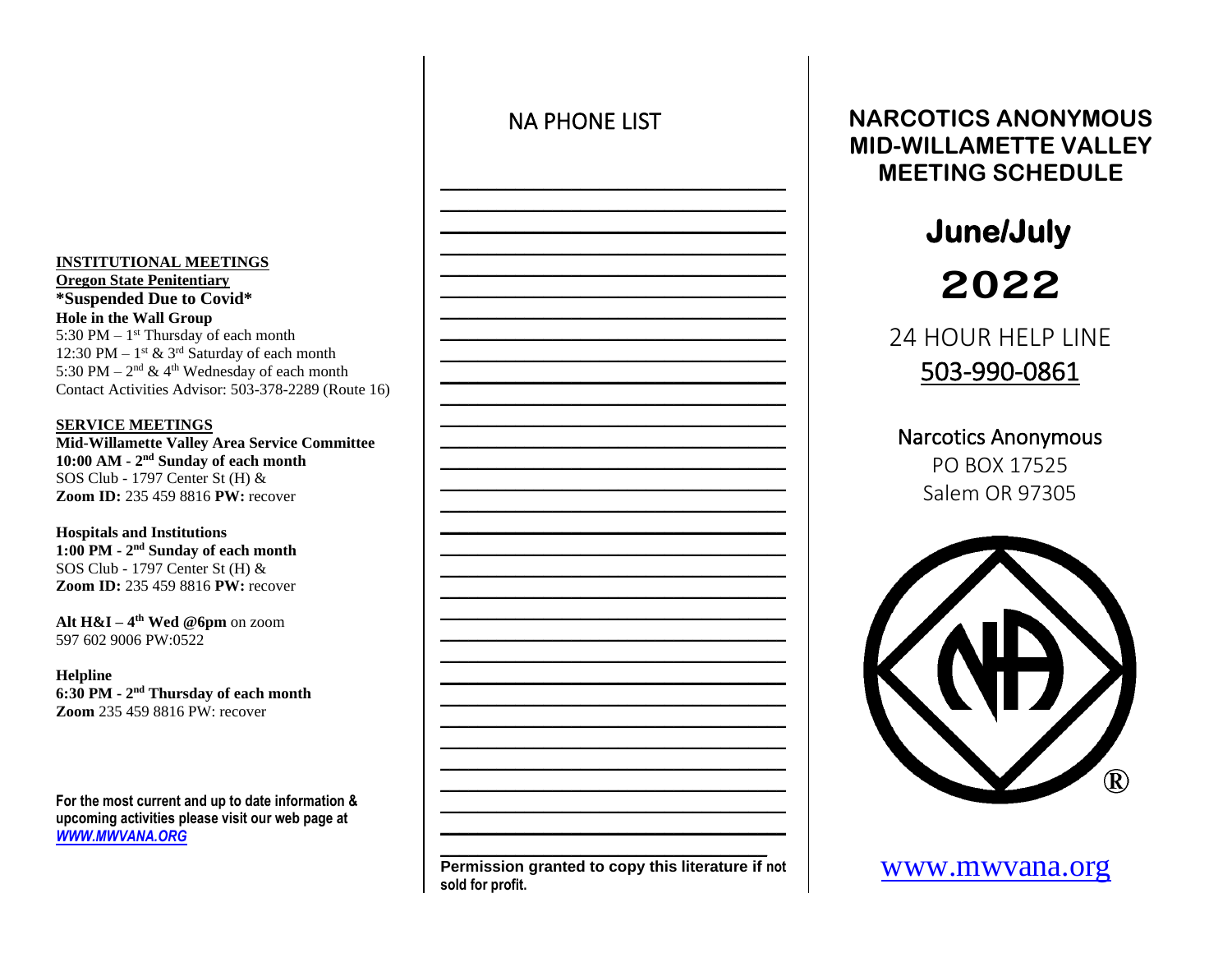**INSTITUTIONAL MEETINGS**

**Oregon State Penitentiary**

**\*Suspended Due to Covid\***

**Hole in the Wall Group**

5:30 PM – 1st Thursday of each month
12:30 PM – 1st & 3rd Saturday of each month
5:30 PM – 2nd & 4th Wednesday of each month
Contact Activities Advisor: 503-378-2289 (Route 16)

**SERVICE MEETINGS**

**Mid-Willamette Valley Area Service Committee**
**10:00 AM - 2nd Sunday of each month**
SOS Club - 1797 Center St (H) &
**Zoom ID:** 235 459 8816 **PW:** recover

**Hospitals and Institutions**
**1:00 PM - 2nd Sunday of each month**
SOS Club - 1797 Center St (H) &
**Zoom ID:** 235 459 8816 **PW:** recover

**Alt H&I – 4th Wed @6pm** on zoom
597 602 9006 PW:0522

**Helpline**
**6:30 PM - 2nd Thursday of each month**
**Zoom** 235 459 8816 PW: recover

**For the most current and up to date information & upcoming activities please visit our web page at *WWW.MWVANA.ORG***

## NA PHONE LIST

______________________________________
______________________________________
______________________________________
______________________________________
______________________________________
______________________________________
______________________________________
______________________________________
______________________________________
______________________________________
______________________________________
______________________________________
______________________________________
______________________________________
______________________________________
______________________________________
______________________________________
______________________________________
______________________________________
______________________________________
______________________________________
______________________________________
______________________________________
______________________________________
______________________________________
______________________________________
______________________________________
______________________________________
______________________________________
______________________________________
______________________________________

**Permission granted to copy this literature if not sold for profit.**

# NARCOTICS ANONYMOUS MID-WILLAMETTE VALLEY MEETING SCHEDULE

## June/July 2022

24 HOUR HELP LINE
503-990-0861

Narcotics Anonymous
PO BOX 17525
Salem OR 97305

®

www.mwvana.org